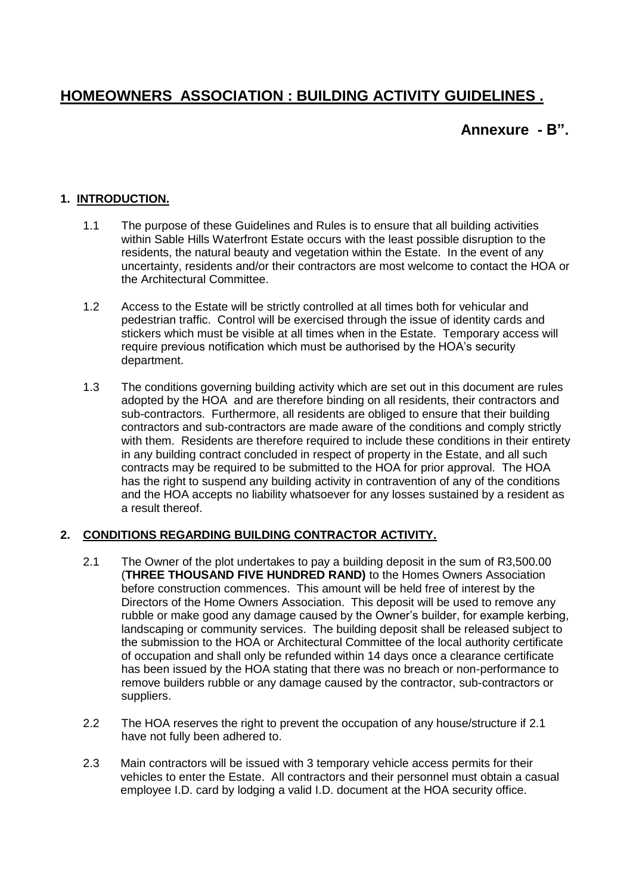# HOMEOWNERS ASSOCIATION : BUILDING ACTIVITY GUIDELINES .

**Annexure - B".**

## 1. INTRODUCTION.

1.1 The purpose of these Guidelines and Rules is to ensure that all building activities within Sable Hills Waterfront Estate occurs with the least possible disruption to the residents, the natural beauty and vegetation within the Estate. In the event of any uncertainty, residents and/or their contractors are most welcome to contact the HOA or the Architectural Committee.

1.2 Access to the Estate will be strictly controlled at all times both for vehicular and pedestrian traffic. Control will be exercised through the issue of identity cards and stickers which must be visible at all times when in the Estate. Temporary access will require previous notification which must be authorised by the HOA's security department.

1.3 The conditions governing building activity which are set out in this document are rules adopted by the HOA and are therefore binding on all residents, their contractors and sub-contractors. Furthermore, all residents are obliged to ensure that their building contractors and sub-contractors are made aware of the conditions and comply strictly with them. Residents are therefore required to include these conditions in their entirety in any building contract concluded in respect of property in the Estate, and all such contracts may be required to be submitted to the HOA for prior approval. The HOA has the right to suspend any building activity in contravention of any of the conditions and the HOA accepts no liability whatsoever for any losses sustained by a resident as a result thereof.

## 2. CONDITIONS REGARDING BUILDING CONTRACTOR ACTIVITY.

2.1 The Owner of the plot undertakes to pay a building deposit in the sum of R3,500.00 (**THREE THOUSAND FIVE HUNDRED RAND)** to the Homes Owners Association before construction commences. This amount will be held free of interest by the Directors of the Home Owners Association. This deposit will be used to remove any rubble or make good any damage caused by the Owner's builder, for example kerbing, landscaping or community services. The building deposit shall be released subject to the submission to the HOA or Architectural Committee of the local authority certificate of occupation and shall only be refunded within 14 days once a clearance certificate has been issued by the HOA stating that there was no breach or non-performance to remove builders rubble or any damage caused by the contractor, sub-contractors or suppliers.

2.2 The HOA reserves the right to prevent the occupation of any house/structure if 2.1 have not fully been adhered to.

2.3 Main contractors will be issued with 3 temporary vehicle access permits for their vehicles to enter the Estate. All contractors and their personnel must obtain a casual employee I.D. card by lodging a valid I.D. document at the HOA security office.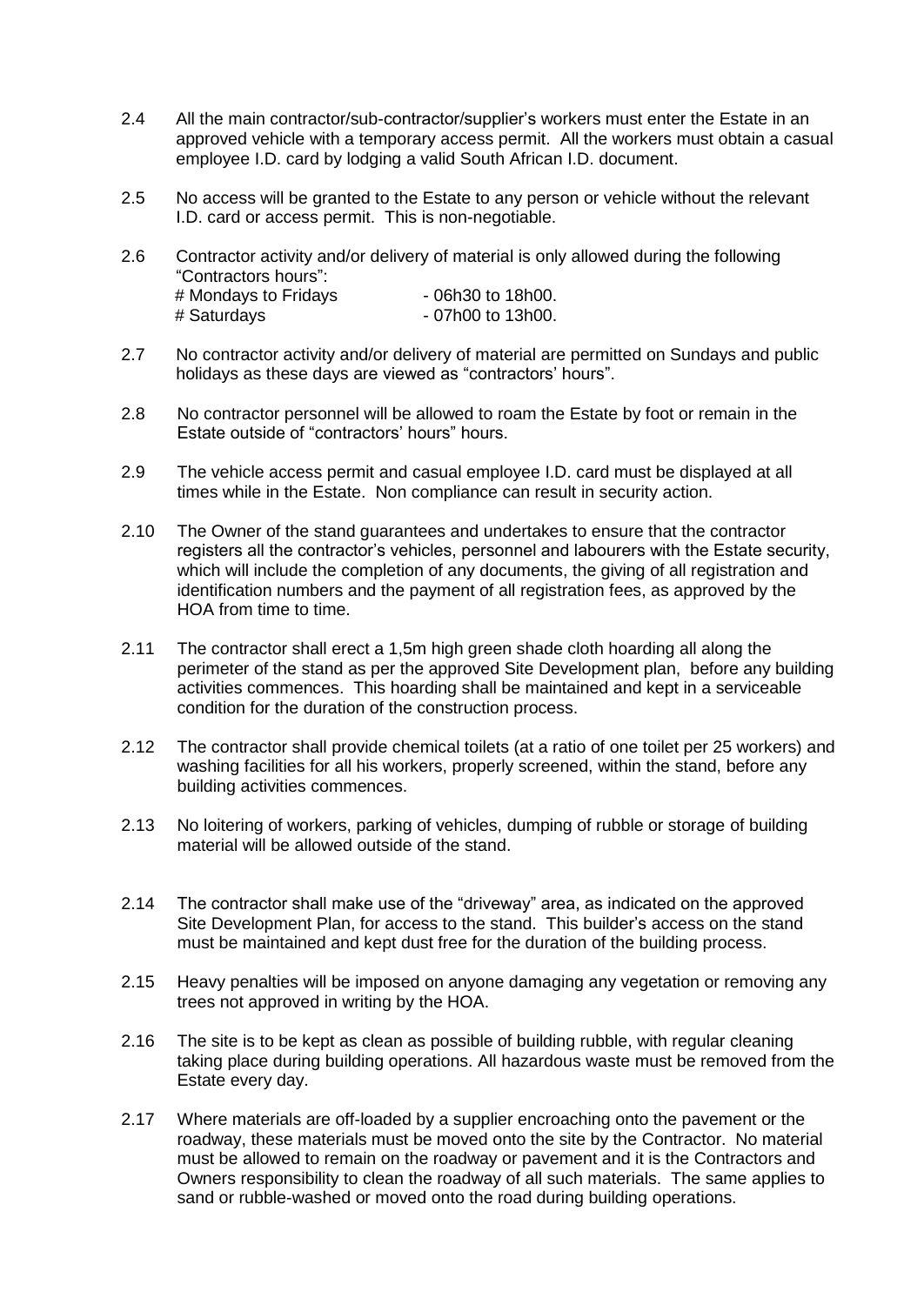2.4 All the main contractor/sub-contractor/supplier's workers must enter the Estate in an approved vehicle with a temporary access permit. All the workers must obtain a casual employee I.D. card by lodging a valid South African I.D. document.

2.5 No access will be granted to the Estate to any person or vehicle without the relevant I.D. card or access permit. This is non-negotiable.

2.6 Contractor activity and/or delivery of material is only allowed during the following "Contractors hours":
# Mondays to Fridays - 06h30 to 18h00.
# Saturdays - 07h00 to 13h00.

2.7 No contractor activity and/or delivery of material are permitted on Sundays and public holidays as these days are viewed as "contractors' hours".

2.8 No contractor personnel will be allowed to roam the Estate by foot or remain in the Estate outside of "contractors' hours" hours.

2.9 The vehicle access permit and casual employee I.D. card must be displayed at all times while in the Estate. Non compliance can result in security action.

2.10 The Owner of the stand guarantees and undertakes to ensure that the contractor registers all the contractor's vehicles, personnel and labourers with the Estate security, which will include the completion of any documents, the giving of all registration and identification numbers and the payment of all registration fees, as approved by the HOA from time to time.

2.11 The contractor shall erect a 1,5m high green shade cloth hoarding all along the perimeter of the stand as per the approved Site Development plan, before any building activities commences. This hoarding shall be maintained and kept in a serviceable condition for the duration of the construction process.

2.12 The contractor shall provide chemical toilets (at a ratio of one toilet per 25 workers) and washing facilities for all his workers, properly screened, within the stand, before any building activities commences.

2.13 No loitering of workers, parking of vehicles, dumping of rubble or storage of building material will be allowed outside of the stand.

2.14 The contractor shall make use of the "driveway" area, as indicated on the approved Site Development Plan, for access to the stand. This builder's access on the stand must be maintained and kept dust free for the duration of the building process.

2.15 Heavy penalties will be imposed on anyone damaging any vegetation or removing any trees not approved in writing by the HOA.

2.16 The site is to be kept as clean as possible of building rubble, with regular cleaning taking place during building operations. All hazardous waste must be removed from the Estate every day.

2.17 Where materials are off-loaded by a supplier encroaching onto the pavement or the roadway, these materials must be moved onto the site by the Contractor. No material must be allowed to remain on the roadway or pavement and it is the Contractors and Owners responsibility to clean the roadway of all such materials. The same applies to sand or rubble-washed or moved onto the road during building operations.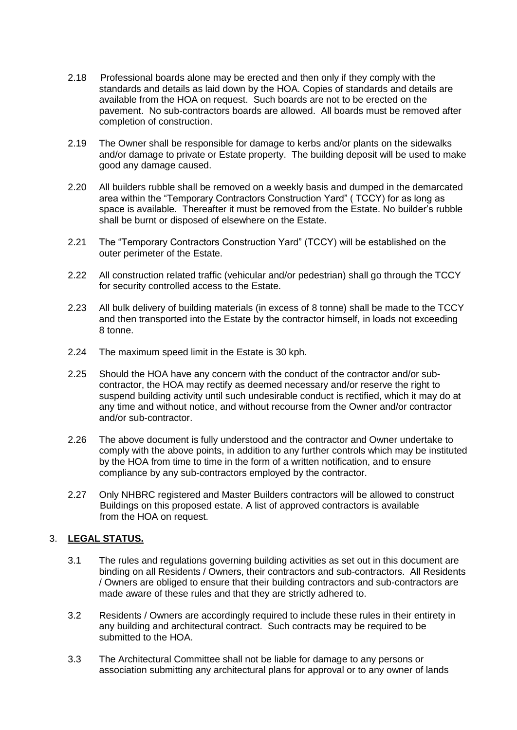2.18 Professional boards alone may be erected and then only if they comply with the standards and details as laid down by the HOA. Copies of standards and details are available from the HOA on request. Such boards are not to be erected on the pavement. No sub-contractors boards are allowed. All boards must be removed after completion of construction.

2.19 The Owner shall be responsible for damage to kerbs and/or plants on the sidewalks and/or damage to private or Estate property. The building deposit will be used to make good any damage caused.

2.20 All builders rubble shall be removed on a weekly basis and dumped in the demarcated area within the "Temporary Contractors Construction Yard" ( TCCY) for as long as space is available. Thereafter it must be removed from the Estate. No builder's rubble shall be burnt or disposed of elsewhere on the Estate.

2.21 The "Temporary Contractors Construction Yard" (TCCY) will be established on the outer perimeter of the Estate.

2.22 All construction related traffic (vehicular and/or pedestrian) shall go through the TCCY for security controlled access to the Estate.

2.23 All bulk delivery of building materials (in excess of 8 tonne) shall be made to the TCCY and then transported into the Estate by the contractor himself, in loads not exceeding 8 tonne.

2.24 The maximum speed limit in the Estate is 30 kph.

2.25 Should the HOA have any concern with the conduct of the contractor and/or sub-contractor, the HOA may rectify as deemed necessary and/or reserve the right to suspend building activity until such undesirable conduct is rectified, which it may do at any time and without notice, and without recourse from the Owner and/or contractor and/or sub-contractor.

2.26 The above document is fully understood and the contractor and Owner undertake to comply with the above points, in addition to any further controls which may be instituted by the HOA from time to time in the form of a written notification, and to ensure compliance by any sub-contractors employed by the contractor.

2.27 Only NHBRC registered and Master Builders contractors will be allowed to construct Buildings on this proposed estate. A list of approved contractors is available from the HOA on request.

## 3. **LEGAL STATUS.**

3.1 The rules and regulations governing building activities as set out in this document are binding on all Residents / Owners, their contractors and sub-contractors. All Residents / Owners are obliged to ensure that their building contractors and sub-contractors are made aware of these rules and that they are strictly adhered to.

3.2 Residents / Owners are accordingly required to include these rules in their entirety in any building and architectural contract. Such contracts may be required to be submitted to the HOA.

3.3 The Architectural Committee shall not be liable for damage to any persons or association submitting any architectural plans for approval or to any owner of lands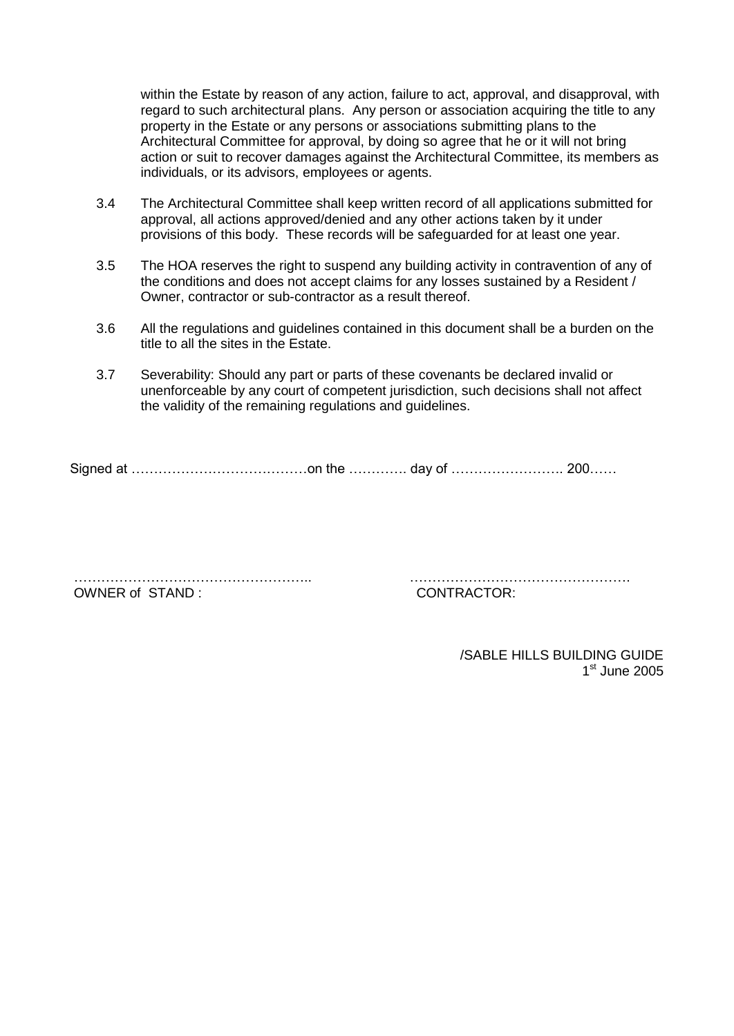within the Estate by reason of any action, failure to act, approval, and disapproval, with regard to such architectural plans. Any person or association acquiring the title to any property in the Estate or any persons or associations submitting plans to the Architectural Committee for approval, by doing so agree that he or it will not bring action or suit to recover damages against the Architectural Committee, its members as individuals, or its advisors, employees or agents.

3.4 The Architectural Committee shall keep written record of all applications submitted for approval, all actions approved/denied and any other actions taken by it under provisions of this body. These records will be safeguarded for at least one year.

3.5 The HOA reserves the right to suspend any building activity in contravention of any of the conditions and does not accept claims for any losses sustained by a Resident / Owner, contractor or sub-contractor as a result thereof.

3.6 All the regulations and guidelines contained in this document shall be a burden on the title to all the sites in the Estate.

3.7 Severability: Should any part or parts of these covenants be declared invalid or unenforceable by any court of competent jurisdiction, such decisions shall not affect the validity of the remaining regulations and guidelines.

Signed at …………………………………on the …………. day of ……………………. 200……

…………………………………………….. ………………………………………….

OWNER of STAND : CONTRACTOR:

/SABLE HILLS BUILDING GUIDE
1st June 2005